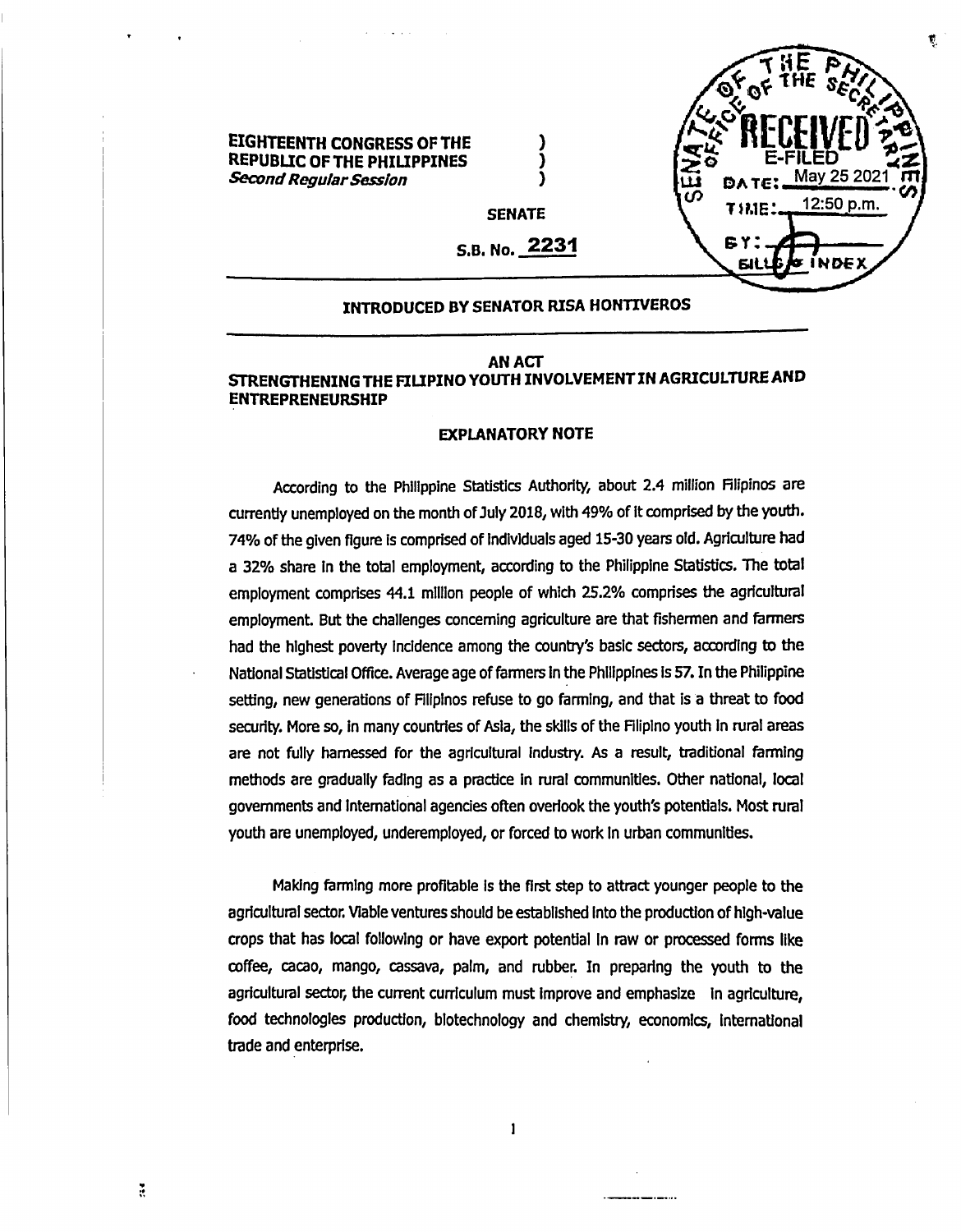EIGHTEENTH CONGRESS OF THE )
REPUBLIC OF THE PHILIPPINES )
*Second Regular Session* )

SENATE OF THE PHILIPPINES
OFFICE OF THE SECRETARY
RECEIVED
E-FILED
DATE: May 25 2021
TIME: 12:50 p.m.
BY:
BILLS & INDEX

**SENATE**

**S.B. No. 2231**

**INTRODUCED BY SENATOR RISA HONTIVEROS**

---

**AN ACT**
**STRENGTHENING THE FILIPINO YOUTH INVOLVEMENT IN AGRICULTURE AND ENTREPRENEURSHIP**

**EXPLANATORY NOTE**

According to the Philippine Statistics Authority, about 2.4 million Filipinos are currently unemployed on the month of July 2018, with 49% of it comprised by the youth. 74% of the given figure is comprised of individuals aged 15-30 years old. Agriculture had a 32% share in the total employment, according to the Philippine Statistics. The total employment comprises 44.1 million people of which 25.2% comprises the agricultural employment. But the challenges concerning agriculture are that fishermen and farmers had the highest poverty incidence among the country's basic sectors, according to the National Statistical Office. Average age of farmers in the Philippines is 57. In the Philippine setting, new generations of Filipinos refuse to go farming, and that is a threat to food security. More so, in many countries of Asia, the skills of the Filipino youth in rural areas are not fully harnessed for the agricultural industry. As a result, traditional farming methods are gradually fading as a practice in rural communities. Other national, local governments and international agencies often overlook the youth's potentials. Most rural youth are unemployed, underemployed, or forced to work in urban communities.

Making farming more profitable is the first step to attract younger people to the agricultural sector. Viable ventures should be established into the production of high-value crops that has local following or have export potential in raw or processed forms like coffee, cacao, mango, cassava, palm, and rubber. In preparing the youth to the agricultural sector, the current curriculum must improve and emphasize in agriculture, food technologies production, biotechnology and chemistry, economics, international trade and enterprise.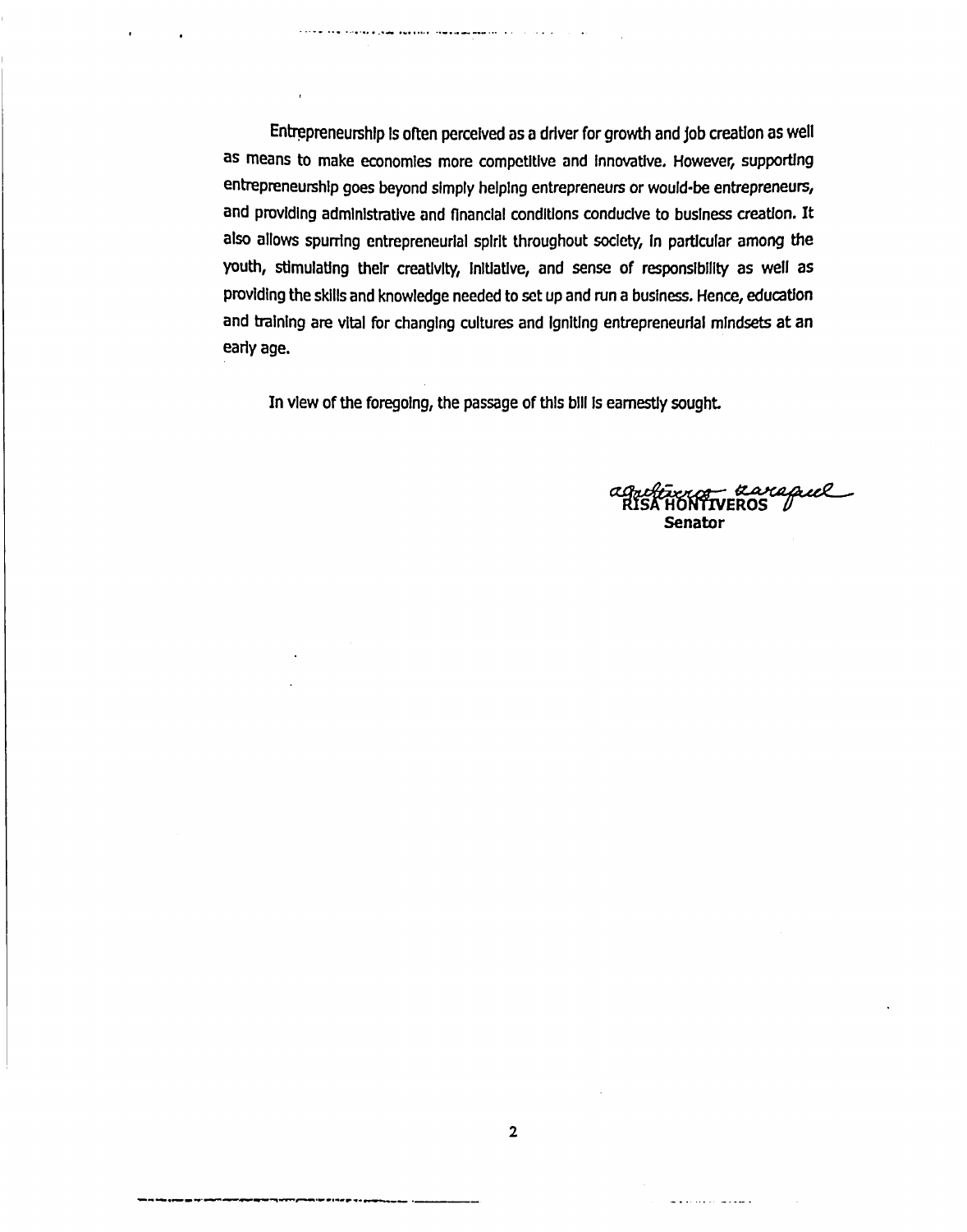Entrepreneurship is often perceived as a driver for growth and job creation as well as means to make economies more competitive and innovative. However, supporting entrepreneurship goes beyond simply helping entrepreneurs or would-be entrepreneurs, and providing administrative and financial conditions conducive to business creation. It also allows spurring entrepreneurial spirit throughout society, in particular among the youth, stimulating their creativity, initiative, and sense of responsibility as well as providing the skills and knowledge needed to set up and run a business. Hence, education and training are vital for changing cultures and igniting entrepreneurial mindsets at an early age.

In view of the foregoing, the passage of this bill is earnestly sought.

**RISA HONTIVEROS**
**Senator**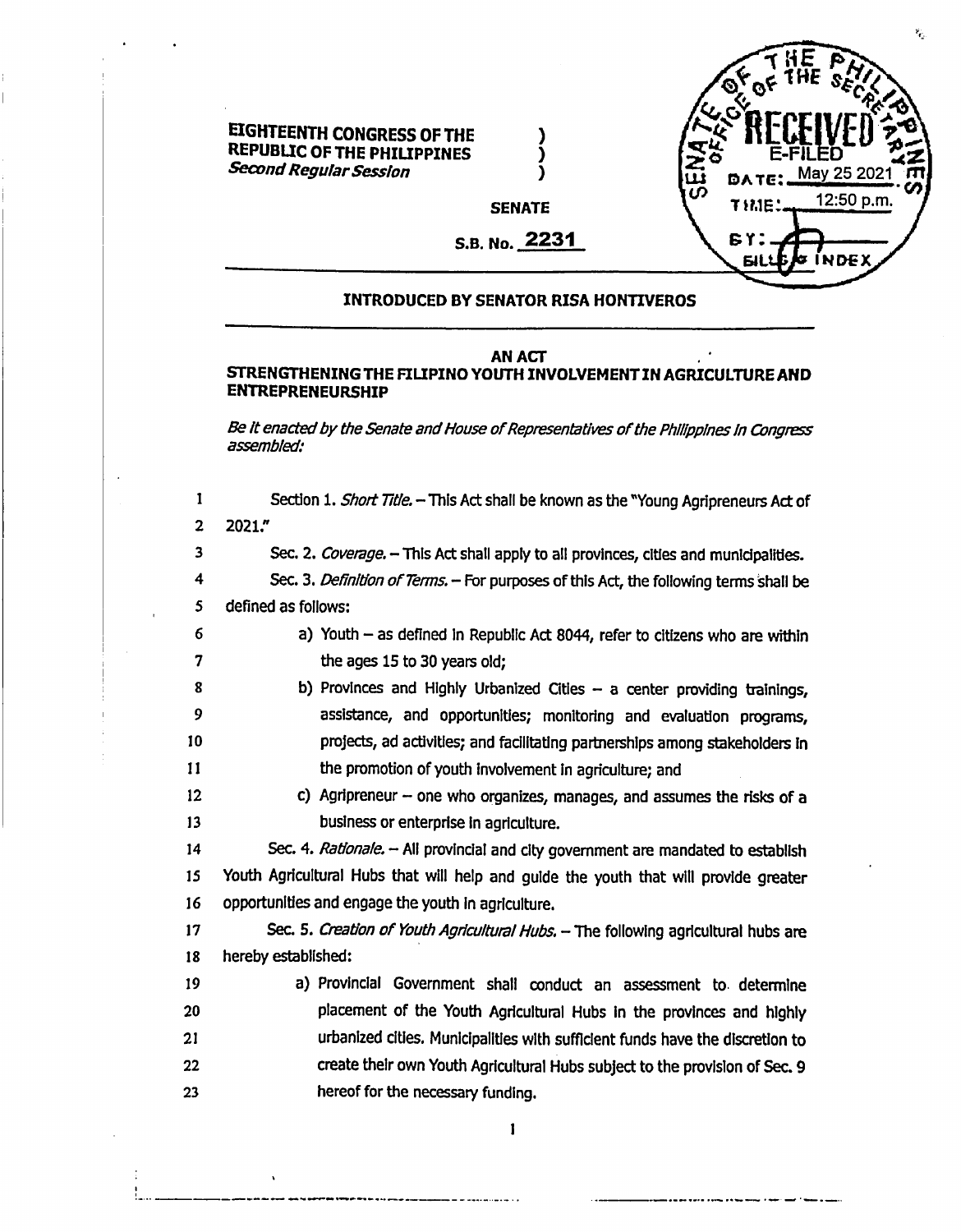**EIGHTEENTH CONGRESS OF THE REPUBLIC OF THE PHILIPPINES**
***Second Regular Session***

SENATE OF THE PHILIPPINES
OFFICE OF THE SECRETARY
RECEIVED
E-FILED
DATE: May 25 2021
TIME: 12:50 p.m.
BY:
BILLS & INDEX

**SENATE**

**S.B. No. 2231**

**INTRODUCED BY SENATOR RISA HONTIVEROS**

**AN ACT**
**STRENGTHENING THE FILIPINO YOUTH INVOLVEMENT IN AGRICULTURE AND ENTREPRENEURSHIP**

*Be it enacted by the Senate and House of Representatives of the Philippines in Congress assembled:*

1 Section 1. *Short Title.* – This Act shall be known as the "Young Agripreneurs Act of
2 2021."

3 Sec. 2. *Coverage.* – This Act shall apply to all provinces, cities and municipalities.

4 Sec. 3. *Definition of Terms.* – For purposes of this Act, the following terms shall be
5 defined as follows:

6 a) Youth – as defined in Republic Act 8044, refer to citizens who are within
7 the ages 15 to 30 years old;

8 b) Provinces and Highly Urbanized Cities – a center providing trainings,
9 assistance, and opportunities; monitoring and evaluation programs,
10 projects, ad activities; and facilitating partnerships among stakeholders in
11 the promotion of youth involvement in agriculture; and

12 c) Agripreneur – one who organizes, manages, and assumes the risks of a
13 business or enterprise in agriculture.

14 Sec. 4. *Rationale.* – All provincial and city government are mandated to establish
15 Youth Agricultural Hubs that will help and guide the youth that will provide greater
16 opportunities and engage the youth in agriculture.

17 Sec. 5. *Creation of Youth Agricultural Hubs.* – The following agricultural hubs are
18 hereby established:

19 a) Provincial Government shall conduct an assessment to determine
20 placement of the Youth Agricultural Hubs in the provinces and highly
21 urbanized cities. Municipalities with sufficient funds have the discretion to
22 create their own Youth Agricultural Hubs subject to the provision of Sec. 9
23 hereof for the necessary funding.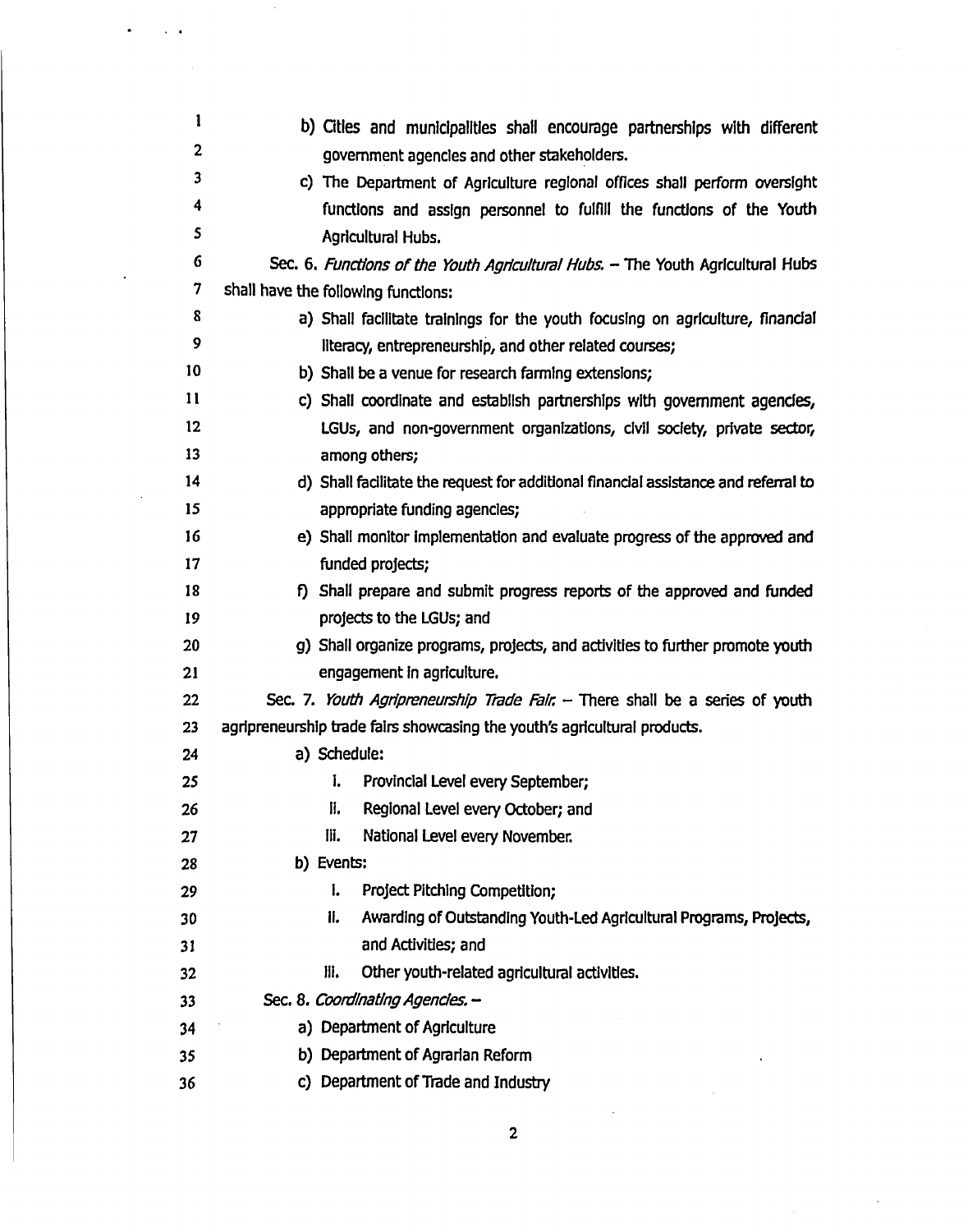b) Cities and municipalities shall encourage partnerships with different government agencies and other stakeholders.

c) The Department of Agriculture regional offices shall perform oversight functions and assign personnel to fulfill the functions of the Youth Agricultural Hubs.

Sec. 6. *Functions of the Youth Agricultural Hubs.* – The Youth Agricultural Hubs shall have the following functions:

a) Shall facilitate trainings for the youth focusing on agriculture, financial literacy, entrepreneurship, and other related courses;

b) Shall be a venue for research farming extensions;

c) Shall coordinate and establish partnerships with government agencies, LGUs, and non-government organizations, civil society, private sector, among others;

d) Shall facilitate the request for additional financial assistance and referral to appropriate funding agencies;

e) Shall monitor implementation and evaluate progress of the approved and funded projects;

f) Shall prepare and submit progress reports of the approved and funded projects to the LGUs; and

g) Shall organize programs, projects, and activities to further promote youth engagement in agriculture.

Sec. 7. *Youth Agripreneurship Trade Fair.* – There shall be a series of youth agripreneurship trade fairs showcasing the youth's agricultural products.

a) Schedule:
   i. Provincial Level every September;
   ii. Regional Level every October; and
   iii. National Level every November.

b) Events:
   i. Project Pitching Competition;
   ii. Awarding of Outstanding Youth-Led Agricultural Programs, Projects, and Activities; and
   iii. Other youth-related agricultural activities.

Sec. 8. *Coordinating Agencies.* –

a) Department of Agriculture

b) Department of Agrarian Reform

c) Department of Trade and Industry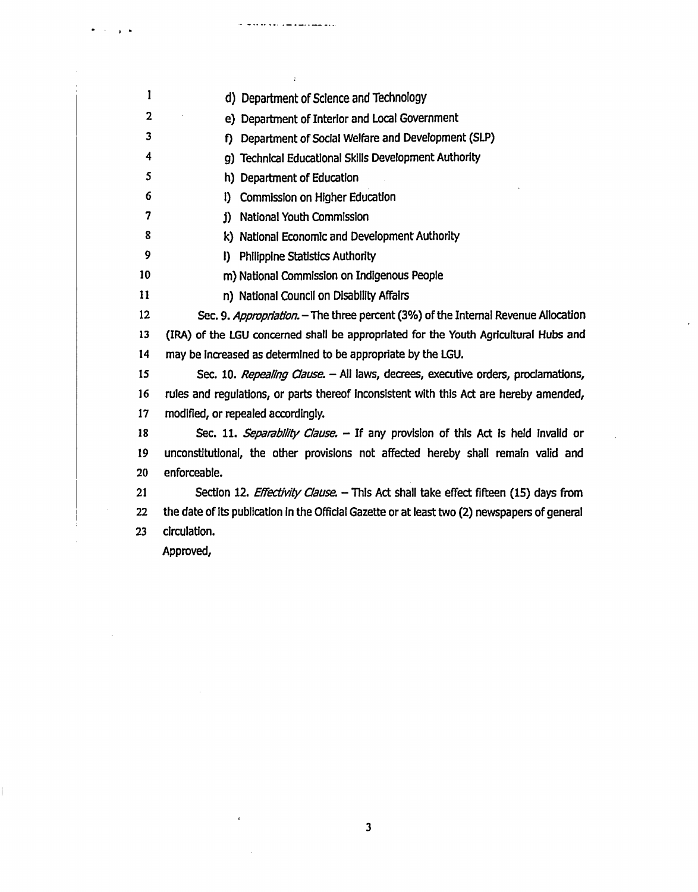d) Department of Science and Technology
e) Department of Interior and Local Government
f) Department of Social Welfare and Development (SLP)
g) Technical Educational Skills Development Authority
h) Department of Education
i) Commission on Higher Education
j) National Youth Commission
k) National Economic and Development Authority
l) Philippine Statistics Authority
m) National Commission on Indigenous People
n) National Council on Disability Affairs

Sec. 9. *Appropriation.* – The three percent (3%) of the Internal Revenue Allocation (IRA) of the LGU concerned shall be appropriated for the Youth Agricultural Hubs and may be increased as determined to be appropriate by the LGU.

Sec. 10. *Repealing Clause.* – All laws, decrees, executive orders, proclamations, rules and regulations, or parts thereof inconsistent with this Act are hereby amended, modified, or repealed accordingly.

Sec. 11. *Separability Clause.* – If any provision of this Act is held invalid or unconstitutional, the other provisions not affected hereby shall remain valid and enforceable.

Section 12. *Effectivity Clause.* – This Act shall take effect fifteen (15) days from the date of its publication in the Official Gazette or at least two (2) newspapers of general circulation.

Approved,